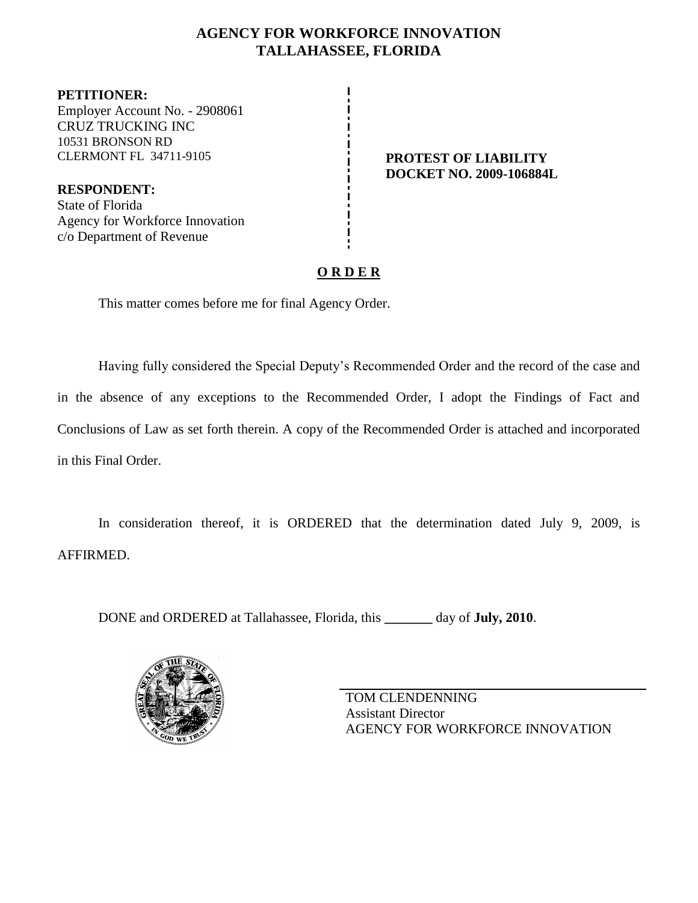# AGENCY FOR WORKFORCE INNOVATION
## TALLAHASSEE, FLORIDA

**PETITIONER:**
Employer Account No. - 2908061
CRUZ TRUCKING INC
10531 BRONSON RD
CLERMONT FL 34711-9105

**RESPONDENT:**
State of Florida
Agency for Workforce Innovation
c/o Department of Revenue

**PROTEST OF LIABILITY**
**DOCKET NO. 2009-106884L**

**O R D E R**

This matter comes before me for final Agency Order.

Having fully considered the Special Deputy's Recommended Order and the record of the case and in the absence of any exceptions to the Recommended Order, I adopt the Findings of Fact and Conclusions of Law as set forth therein. A copy of the Recommended Order is attached and incorporated in this Final Order.

In consideration thereof, it is ORDERED that the determination dated July 9, 2009, is AFFIRMED.

DONE and ORDERED at Tallahassee, Florida, this _______ day of **July, 2010**.

TOM CLENDENNING
Assistant Director
AGENCY FOR WORKFORCE INNOVATION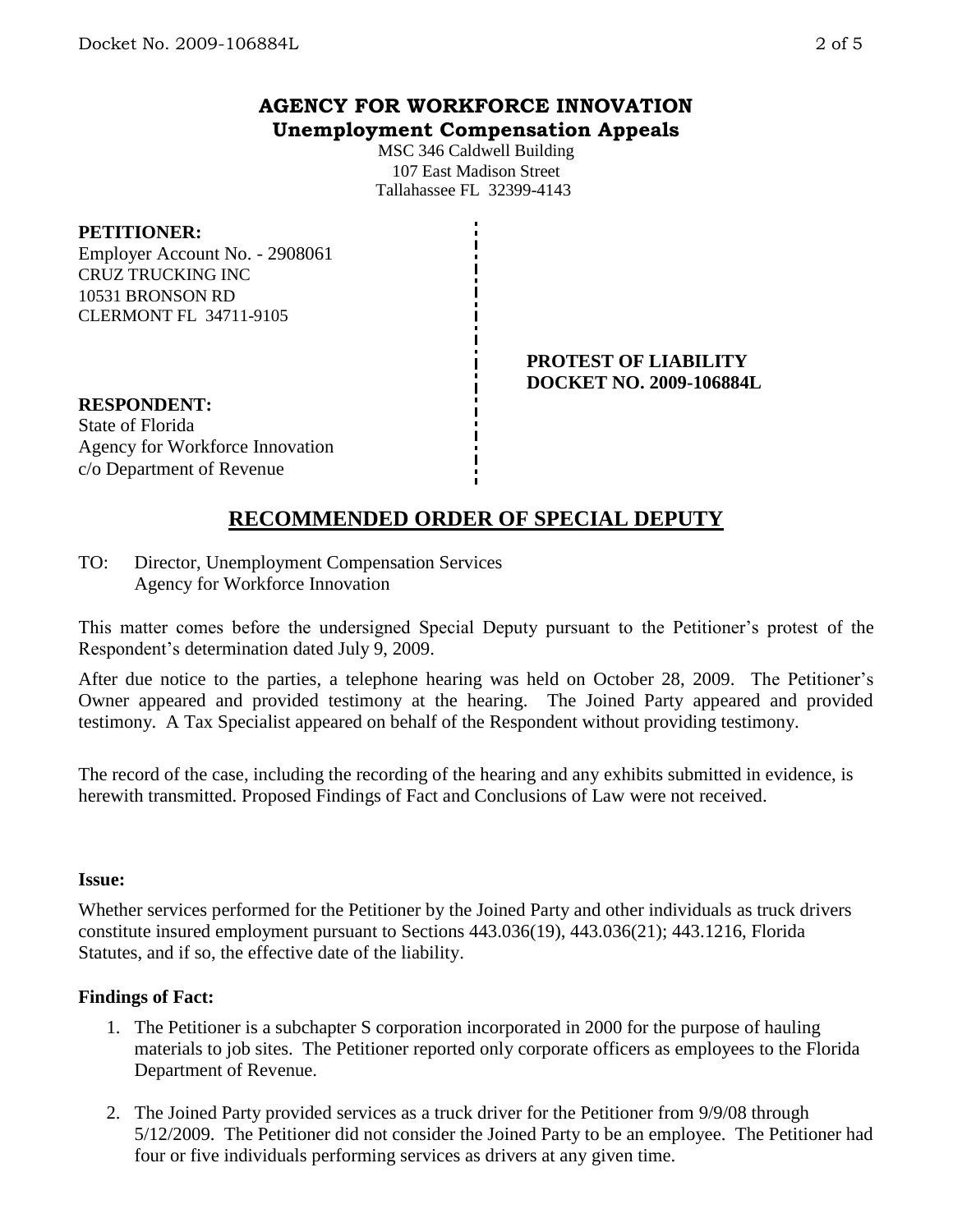## AGENCY FOR WORKFORCE INNOVATION
### Unemployment Compensation Appeals

MSC 346 Caldwell Building
107 East Madison Street
Tallahassee FL 32399-4143

**PETITIONER:**
Employer Account No. - 2908061
CRUZ TRUCKING INC
10531 BRONSON RD
CLERMONT FL 34711-9105

**PROTEST OF LIABILITY**
**DOCKET NO. 2009-106884L**

**RESPONDENT:**
State of Florida
Agency for Workforce Innovation
c/o Department of Revenue

## RECOMMENDED ORDER OF SPECIAL DEPUTY

TO: Director, Unemployment Compensation Services
Agency for Workforce Innovation

This matter comes before the undersigned Special Deputy pursuant to the Petitioner's protest of the Respondent's determination dated July 9, 2009.

After due notice to the parties, a telephone hearing was held on October 28, 2009. The Petitioner's Owner appeared and provided testimony at the hearing. The Joined Party appeared and provided testimony. A Tax Specialist appeared on behalf of the Respondent without providing testimony.

The record of the case, including the recording of the hearing and any exhibits submitted in evidence, is herewith transmitted. Proposed Findings of Fact and Conclusions of Law were not received.

**Issue:**

Whether services performed for the Petitioner by the Joined Party and other individuals as truck drivers constitute insured employment pursuant to Sections 443.036(19), 443.036(21); 443.1216, Florida Statutes, and if so, the effective date of the liability.

**Findings of Fact:**

1. The Petitioner is a subchapter S corporation incorporated in 2000 for the purpose of hauling materials to job sites. The Petitioner reported only corporate officers as employees to the Florida Department of Revenue.

2. The Joined Party provided services as a truck driver for the Petitioner from 9/9/08 through 5/12/2009. The Petitioner did not consider the Joined Party to be an employee. The Petitioner had four or five individuals performing services as drivers at any given time.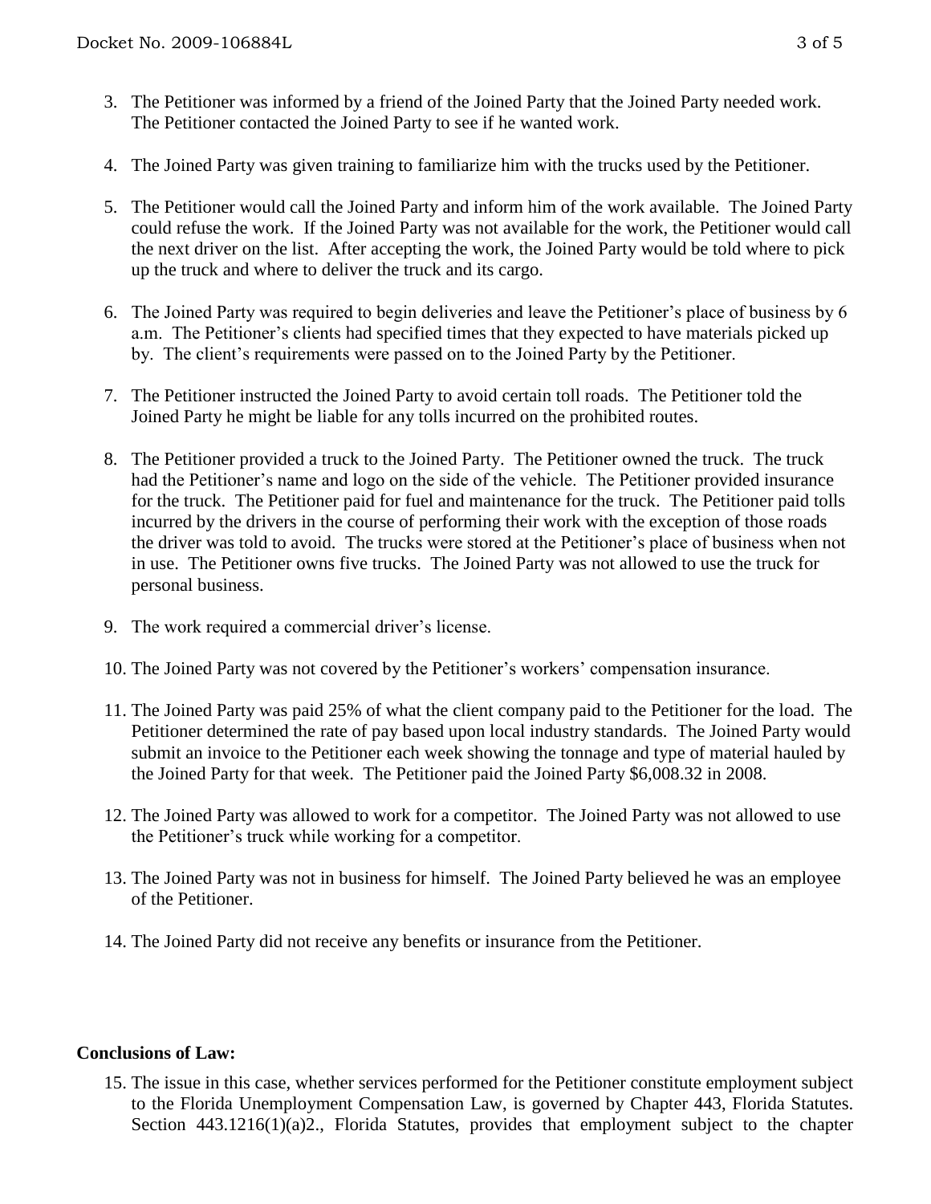3. The Petitioner was informed by a friend of the Joined Party that the Joined Party needed work. The Petitioner contacted the Joined Party to see if he wanted work.

4. The Joined Party was given training to familiarize him with the trucks used by the Petitioner.

5. The Petitioner would call the Joined Party and inform him of the work available. The Joined Party could refuse the work. If the Joined Party was not available for the work, the Petitioner would call the next driver on the list. After accepting the work, the Joined Party would be told where to pick up the truck and where to deliver the truck and its cargo.

6. The Joined Party was required to begin deliveries and leave the Petitioner's place of business by 6 a.m. The Petitioner's clients had specified times that they expected to have materials picked up by. The client's requirements were passed on to the Joined Party by the Petitioner.

7. The Petitioner instructed the Joined Party to avoid certain toll roads. The Petitioner told the Joined Party he might be liable for any tolls incurred on the prohibited routes.

8. The Petitioner provided a truck to the Joined Party. The Petitioner owned the truck. The truck had the Petitioner's name and logo on the side of the vehicle. The Petitioner provided insurance for the truck. The Petitioner paid for fuel and maintenance for the truck. The Petitioner paid tolls incurred by the drivers in the course of performing their work with the exception of those roads the driver was told to avoid. The trucks were stored at the Petitioner's place of business when not in use. The Petitioner owns five trucks. The Joined Party was not allowed to use the truck for personal business.

9. The work required a commercial driver's license.

10. The Joined Party was not covered by the Petitioner's workers' compensation insurance.

11. The Joined Party was paid 25% of what the client company paid to the Petitioner for the load. The Petitioner determined the rate of pay based upon local industry standards. The Joined Party would submit an invoice to the Petitioner each week showing the tonnage and type of material hauled by the Joined Party for that week. The Petitioner paid the Joined Party $6,008.32 in 2008.

12. The Joined Party was allowed to work for a competitor. The Joined Party was not allowed to use the Petitioner's truck while working for a competitor.

13. The Joined Party was not in business for himself. The Joined Party believed he was an employee of the Petitioner.

14. The Joined Party did not receive any benefits or insurance from the Petitioner.

**Conclusions of Law:**

15. The issue in this case, whether services performed for the Petitioner constitute employment subject to the Florida Unemployment Compensation Law, is governed by Chapter 443, Florida Statutes. Section 443.1216(1)(a)2., Florida Statutes, provides that employment subject to the chapter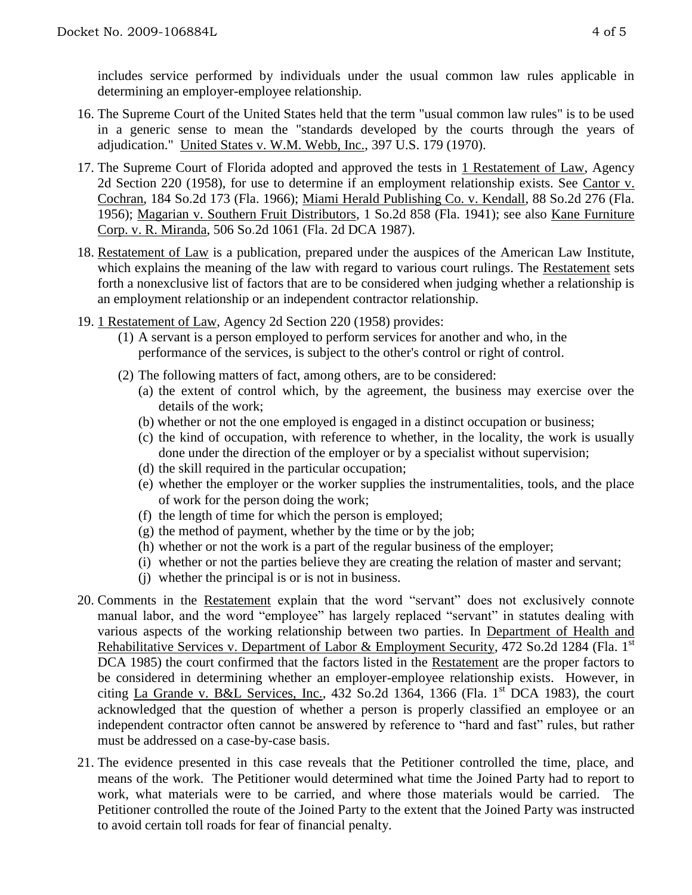includes service performed by individuals under the usual common law rules applicable in determining an employer-employee relationship.

16. The Supreme Court of the United States held that the term "usual common law rules" is to be used in a generic sense to mean the "standards developed by the courts through the years of adjudication." United States v. W.M. Webb, Inc., 397 U.S. 179 (1970).

17. The Supreme Court of Florida adopted and approved the tests in 1 Restatement of Law, Agency 2d Section 220 (1958), for use to determine if an employment relationship exists. See Cantor v. Cochran, 184 So.2d 173 (Fla. 1966); Miami Herald Publishing Co. v. Kendall, 88 So.2d 276 (Fla. 1956); Magarian v. Southern Fruit Distributors, 1 So.2d 858 (Fla. 1941); see also Kane Furniture Corp. v. R. Miranda, 506 So.2d 1061 (Fla. 2d DCA 1987).

18. Restatement of Law is a publication, prepared under the auspices of the American Law Institute, which explains the meaning of the law with regard to various court rulings. The Restatement sets forth a nonexclusive list of factors that are to be considered when judging whether a relationship is an employment relationship or an independent contractor relationship.

19. 1 Restatement of Law, Agency 2d Section 220 (1958) provides:
    (1) A servant is a person employed to perform services for another and who, in the performance of the services, is subject to the other's control or right of control.
    (2) The following matters of fact, among others, are to be considered:
        (a) the extent of control which, by the agreement, the business may exercise over the details of the work;
        (b) whether or not the one employed is engaged in a distinct occupation or business;
        (c) the kind of occupation, with reference to whether, in the locality, the work is usually done under the direction of the employer or by a specialist without supervision;
        (d) the skill required in the particular occupation;
        (e) whether the employer or the worker supplies the instrumentalities, tools, and the place of work for the person doing the work;
        (f) the length of time for which the person is employed;
        (g) the method of payment, whether by the time or by the job;
        (h) whether or not the work is a part of the regular business of the employer;
        (i) whether or not the parties believe they are creating the relation of master and servant;
        (j) whether the principal is or is not in business.

20. Comments in the Restatement explain that the word "servant" does not exclusively connote manual labor, and the word "employee" has largely replaced "servant" in statutes dealing with various aspects of the working relationship between two parties. In Department of Health and Rehabilitative Services v. Department of Labor & Employment Security, 472 So.2d 1284 (Fla. 1st DCA 1985) the court confirmed that the factors listed in the Restatement are the proper factors to be considered in determining whether an employer-employee relationship exists. However, in citing La Grande v. B&L Services, Inc., 432 So.2d 1364, 1366 (Fla. 1st DCA 1983), the court acknowledged that the question of whether a person is properly classified an employee or an independent contractor often cannot be answered by reference to "hard and fast" rules, but rather must be addressed on a case-by-case basis.

21. The evidence presented in this case reveals that the Petitioner controlled the time, place, and means of the work. The Petitioner would determined what time the Joined Party had to report to work, what materials were to be carried, and where those materials would be carried. The Petitioner controlled the route of the Joined Party to the extent that the Joined Party was instructed to avoid certain toll roads for fear of financial penalty.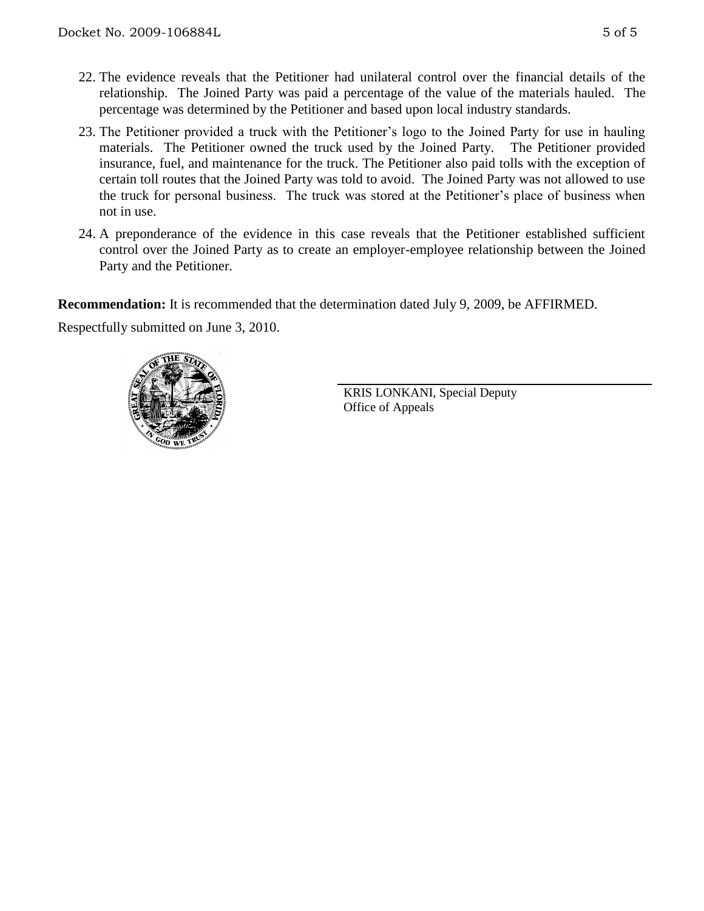22. The evidence reveals that the Petitioner had unilateral control over the financial details of the relationship. The Joined Party was paid a percentage of the value of the materials hauled. The percentage was determined by the Petitioner and based upon local industry standards.

23. The Petitioner provided a truck with the Petitioner's logo to the Joined Party for use in hauling materials. The Petitioner owned the truck used by the Joined Party. The Petitioner provided insurance, fuel, and maintenance for the truck. The Petitioner also paid tolls with the exception of certain toll routes that the Joined Party was told to avoid. The Joined Party was not allowed to use the truck for personal business. The truck was stored at the Petitioner's place of business when not in use.

24. A preponderance of the evidence in this case reveals that the Petitioner established sufficient control over the Joined Party as to create an employer-employee relationship between the Joined Party and the Petitioner.

**Recommendation:** It is recommended that the determination dated July 9, 2009, be AFFIRMED.

Respectfully submitted on June 3, 2010.

KRIS LONKANI, Special Deputy
Office of Appeals